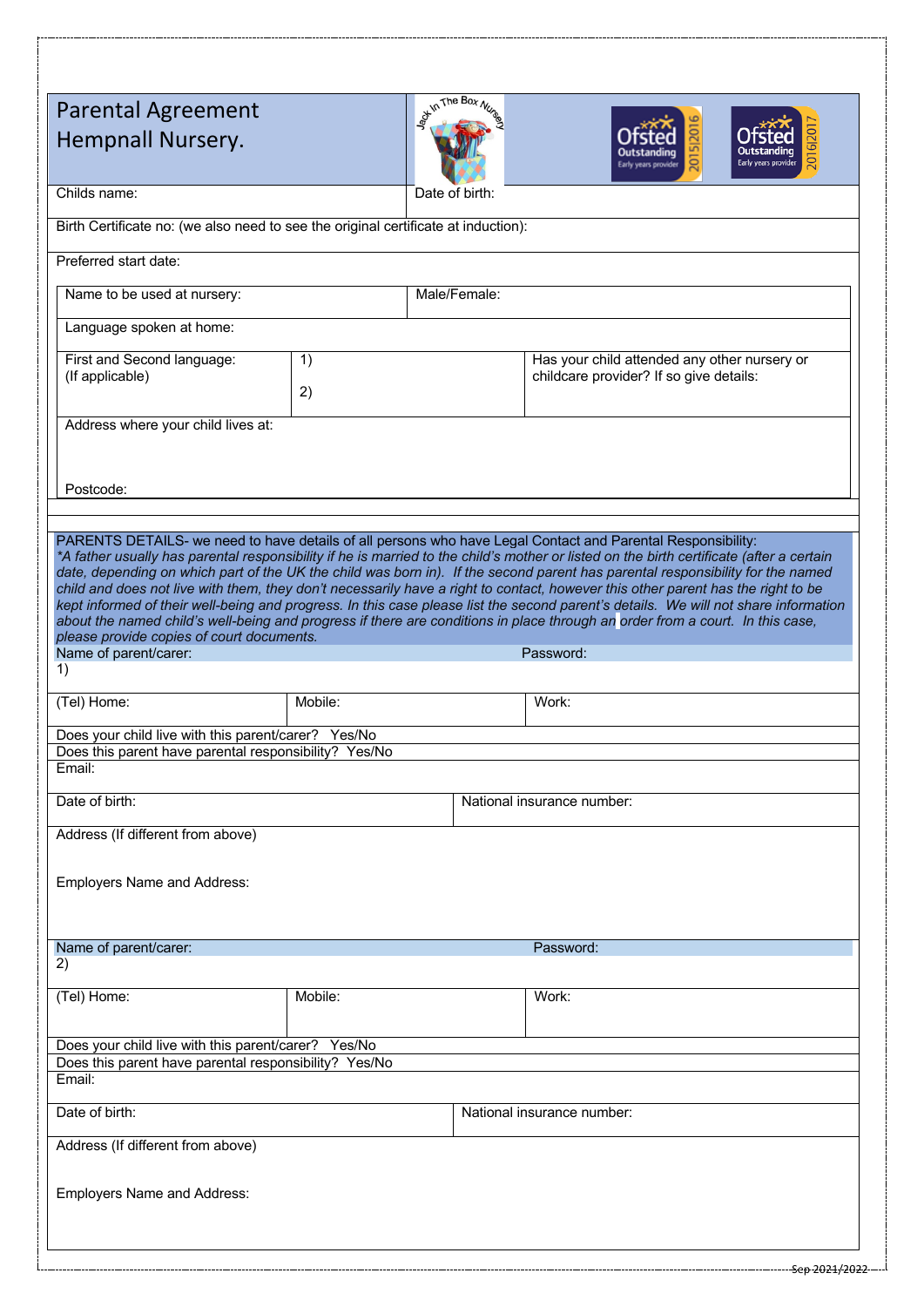# Parental Agreement Hempnall Nursery.

| Childs name: | Date of birth: |
|---|---|

Birth Certificate no: (we also need to see the original certificate at induction):

Preferred start date:

| Name to be used at nursery: | Male/Female: |
|---|---|

Language spoken at home:

| First and Second language: (If applicable) | 1)<br>2) | Has your child attended any other nursery or childcare provider? If so give details: |
|---|---|---|

Address where your child lives at:

Postcode:

PARENTS DETAILS- we need to have details of all persons who have Legal Contact and Parental Responsibility:

*\*A father usually has parental responsibility if he is married to the child's mother or listed on the birth certificate (after a certain date, depending on which part of the UK the child was born in). If the second parent has parental responsibility for the named child and does not live with them, they don't necessarily have a right to contact, however this other parent has the right to be kept informed of their well-being and progress. In this case please list the second parent's details. We will not share information about the named child's well-being and progress if there are conditions in place through an order from a court. In this case, please provide copies of court documents.*

| Name of parent/carer: 1) | | Password: |
|---|---|---|
| (Tel) Home: | Mobile: | Work: |

Does your child live with this parent/carer? Yes/No

Does this parent have parental responsibility? Yes/No

Email:

| Date of birth: | National insurance number: |
|---|---|

Address (If different from above)

Employers Name and Address:

| Name of parent/carer: 2) | | Password: |
|---|---|---|
| (Tel) Home: | Mobile: | Work: |

Does your child live with this parent/carer? Yes/No

Does this parent have parental responsibility? Yes/No

Email:

| Date of birth: | National insurance number: |
|---|---|

Address (If different from above)

Employers Name and Address: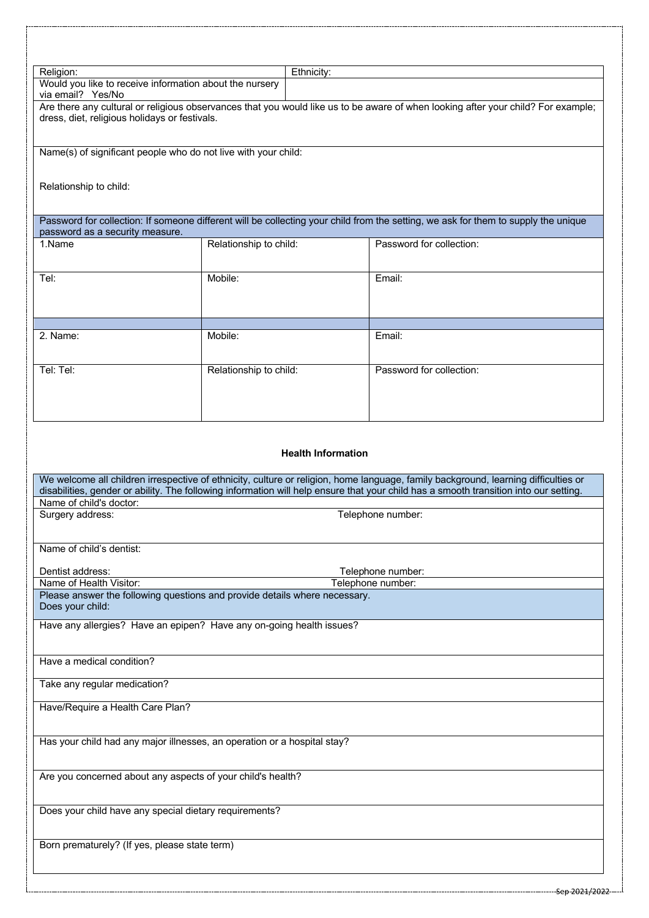| Religion: | Ethnicity: |
| --- | --- |
| Would you like to receive information about the nursery via email? Yes/No | |

| Are there any cultural or religious observances that you would like us to be aware of when looking after your child? For example; dress, diet, religious holidays or festivals. |
| --- |
| Name(s) of significant people who do not live with your child:<br><br>Relationship to child: |

| Password for collection: If someone different will be collecting your child from the setting, we ask for them to supply the unique password as a security measure. | | |
| --- | --- | --- |
| 1.Name | Relationship to child: | Password for collection: |
| Tel: | Mobile: | Email: |
| | | |
| 2. Name: | Mobile: | Email: |
| Tel: Tel: | Relationship to child: | Password for collection: |

**Health Information**

| We welcome all children irrespective of ethnicity, culture or religion, home language, family background, learning difficulties or disabilities, gender or ability. The following information will help ensure that your child has a smooth transition into our setting. | |
| --- | --- |
| Name of child's doctor: | |
| Surgery address: | Telephone number: |
| Name of child's dentist:<br><br>Dentist address: | Telephone number: |
| Name of Health Visitor: | Telephone number: |
| Please answer the following questions and provide details where necessary.<br>Does your child: | |
| Have any allergies? Have an epipen? Have any on-going health issues? | |
| Have a medical condition? | |
| Take any regular medication? | |
| Have/Require a Health Care Plan? | |
| Has your child had any major illnesses, an operation or a hospital stay? | |
| Are you concerned about any aspects of your child's health? | |
| Does your child have any special dietary requirements? | |
| Born prematurely? (If yes, please state term) | |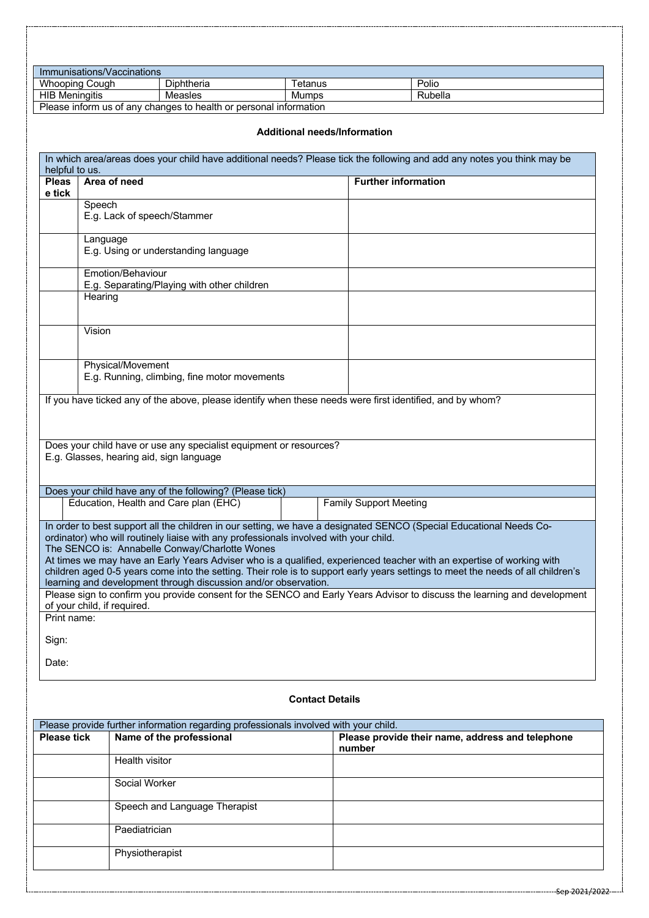| Immunisations/Vaccinations | | | |
|---|---|---|---|
| Whooping Cough | Diphtheria | Tetanus | Polio |
| HIB Meningitis | Measles | Mumps | Rubella |
| Please inform us of any changes to health or personal information | | | |

### Additional needs/Information

| In which area/areas does your child have additional needs? Please tick the following and add any notes you think may be helpful to us. | | |
|---|---|---|
| **Please tick** | **Area of need** | **Further information** |
| | Speech<br>E.g. Lack of speech/Stammer | |
| | Language<br>E.g. Using or understanding language | |
| | Emotion/Behaviour<br>E.g. Separating/Playing with other children | |
| | Hearing | |
| | Vision | |
| | Physical/Movement<br>E.g. Running, climbing, fine motor movements | |
| If you have ticked any of the above, please identify when these needs were first identified, and by whom? | | |
| Does your child have or use any specialist equipment or resources?<br>E.g. Glasses, hearing aid, sign language | | |

| Does your child have any of the following? (Please tick) | | | |
|---|---|---|---|
| | Education, Health and Care plan (EHC) | | Family Support Meeting |

In order to best support all the children in our setting, we have a designated SENCO (Special Educational Needs Co-ordinator) who will routinely liaise with any professionals involved with your child.
The SENCO is: Annabelle Conway/Charlotte Wones
At times we may have an Early Years Adviser who is a qualified, experienced teacher with an expertise of working with children aged 0-5 years come into the setting. Their role is to support early years settings to meet the needs of all children's learning and development through discussion and/or observation.

Please sign to confirm you provide consent for the SENCO and Early Years Advisor to discuss the learning and development of your child, if required.

Print name:

Sign:

Date:

### Contact Details

| Please provide further information regarding professionals involved with your child. | | |
|---|---|---|
| **Please tick** | **Name of the professional** | **Please provide their name, address and telephone number** |
| | Health visitor | |
| | Social Worker | |
| | Speech and Language Therapist | |
| | Paediatrician | |
| | Physiotherapist | |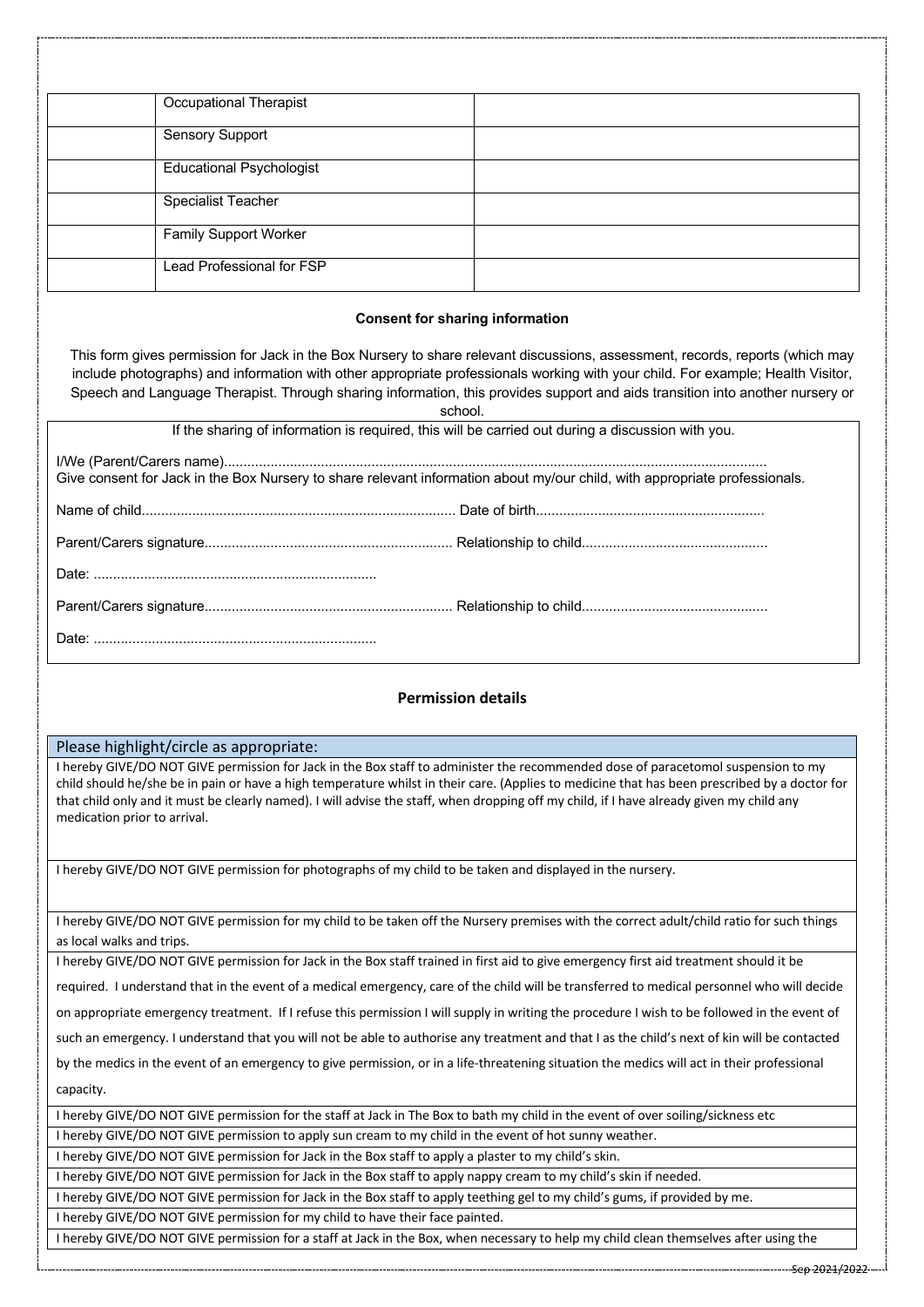| | | |
|---|---|---|
| | Occupational Therapist | |
| | Sensory Support | |
| | Educational Psychologist | |
| | Specialist Teacher | |
| | Family Support Worker | |
| | Lead Professional for FSP | |

**Consent for sharing information**

This form gives permission for Jack in the Box Nursery to share relevant discussions, assessment, records, reports (which may include photographs) and information with other appropriate professionals working with your child. For example; Health Visitor, Speech and Language Therapist. Through sharing information, this provides support and aids transition into another nursery or school.

If the sharing of information is required, this will be carried out during a discussion with you.

I/We (Parent/Carers name)..........................................................................................................................................
Give consent for Jack in the Box Nursery to share relevant information about my/our child, with appropriate professionals.

Name of child................................................................................ Date of birth..........................................................

Parent/Carers signature............................................................... Relationship to child...............................................

Date: ........................................................................

Parent/Carers signature............................................................... Relationship to child...............................................

Date: ........................................................................

## Permission details

| Please highlight/circle as appropriate: |
|---|
| I hereby GIVE/DO NOT GIVE permission for Jack in the Box staff to administer the recommended dose of paracetomol suspension to my child should he/she be in pain or have a high temperature whilst in their care. (Applies to medicine that has been prescribed by a doctor for that child only and it must be clearly named). I will advise the staff, when dropping off my child, if I have already given my child any medication prior to arrival. |
| I hereby GIVE/DO NOT GIVE permission for photographs of my child to be taken and displayed in the nursery. |
| I hereby GIVE/DO NOT GIVE permission for my child to be taken off the Nursery premises with the correct adult/child ratio for such things as local walks and trips. |
| I hereby GIVE/DO NOT GIVE permission for Jack in the Box staff trained in first aid to give emergency first aid treatment should it be required. I understand that in the event of a medical emergency, care of the child will be transferred to medical personnel who will decide on appropriate emergency treatment. If I refuse this permission I will supply in writing the procedure I wish to be followed in the event of such an emergency. I understand that you will not be able to authorise any treatment and that I as the child's next of kin will be contacted by the medics in the event of an emergency to give permission, or in a life-threatening situation the medics will act in their professional capacity. |
| I hereby GIVE/DO NOT GIVE permission for the staff at Jack in The Box to bath my child in the event of over soiling/sickness etc |
| I hereby GIVE/DO NOT GIVE permission to apply sun cream to my child in the event of hot sunny weather. |
| I hereby GIVE/DO NOT GIVE permission for Jack in the Box staff to apply a plaster to my child's skin. |
| I hereby GIVE/DO NOT GIVE permission for Jack in the Box staff to apply nappy cream to my child's skin if needed. |
| I hereby GIVE/DO NOT GIVE permission for Jack in the Box staff to apply teething gel to my child's gums, if provided by me. |
| I hereby GIVE/DO NOT GIVE permission for my child to have their face painted. |
| I hereby GIVE/DO NOT GIVE permission for a staff at Jack in the Box, when necessary to help my child clean themselves after using the |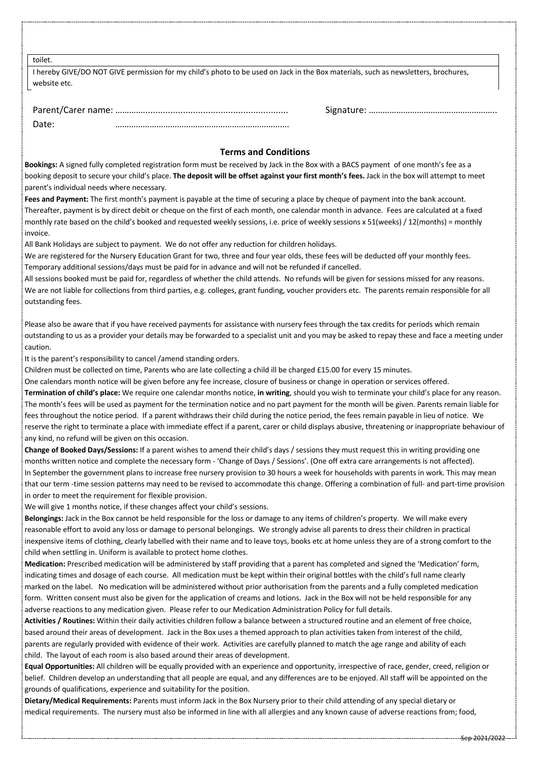toilet.

I hereby GIVE/DO NOT GIVE permission for my child's photo to be used on Jack in the Box materials, such as newsletters, brochures, website etc.

Parent/Carer name: …………........................................................ Signature: ……………………………………………….

Date: ………………………………………………………………….

## Terms and Conditions

**Bookings:** A signed fully completed registration form must be received by Jack in the Box with a BACS payment of one month's fee as a booking deposit to secure your child's place. **The deposit will be offset against your first month's fees.** Jack in the box will attempt to meet parent's individual needs where necessary.

**Fees and Payment:** The first month's payment is payable at the time of securing a place by cheque of payment into the bank account. Thereafter, payment is by direct debit or cheque on the first of each month, one calendar month in advance. Fees are calculated at a fixed monthly rate based on the child's booked and requested weekly sessions, i.e. price of weekly sessions x 51(weeks) / 12(months) = monthly invoice.

All Bank Holidays are subject to payment. We do not offer any reduction for children holidays.

We are registered for the Nursery Education Grant for two, three and four year olds, these fees will be deducted off your monthly fees.

Temporary additional sessions/days must be paid for in advance and will not be refunded if cancelled.

All sessions booked must be paid for, regardless of whether the child attends. No refunds will be given for sessions missed for any reasons.

We are not liable for collections from third parties, e.g. colleges, grant funding, voucher providers etc. The parents remain responsible for all outstanding fees.

Please also be aware that if you have received payments for assistance with nursery fees through the tax credits for periods which remain outstanding to us as a provider your details may be forwarded to a specialist unit and you may be asked to repay these and face a meeting under caution.

It is the parent's responsibility to cancel /amend standing orders.

Children must be collected on time, Parents who are late collecting a child ill be charged £15.00 for every 15 minutes.

One calendars month notice will be given before any fee increase, closure of business or change in operation or services offered.

**Termination of child's place:** We require one calendar months notice, **in writing**, should you wish to terminate your child's place for any reason. The month's fees will be used as payment for the termination notice and no part payment for the month will be given. Parents remain liable for fees throughout the notice period. If a parent withdraws their child during the notice period, the fees remain payable in lieu of notice. We reserve the right to terminate a place with immediate effect if a parent, carer or child displays abusive, threatening or inappropriate behaviour of any kind, no refund will be given on this occasion.

**Change of Booked Days/Sessions:** If a parent wishes to amend their child's days / sessions they must request this in writing providing one months written notice and complete the necessary form - 'Change of Days / Sessions'. (One off extra care arrangements is not affected).

In September the government plans to increase free nursery provision to 30 hours a week for households with parents in work. This may mean that our term -time session patterns may need to be revised to accommodate this change. Offering a combination of full- and part-time provision in order to meet the requirement for flexible provision.

We will give 1 months notice, if these changes affect your child's sessions.

**Belongings:** Jack in the Box cannot be held responsible for the loss or damage to any items of children's property. We will make every reasonable effort to avoid any loss or damage to personal belongings. We strongly advise all parents to dress their children in practical inexpensive items of clothing, clearly labelled with their name and to leave toys, books etc at home unless they are of a strong comfort to the child when settling in. Uniform is available to protect home clothes.

**Medication:** Prescribed medication will be administered by staff providing that a parent has completed and signed the 'Medication' form, indicating times and dosage of each course. All medication must be kept within their original bottles with the child's full name clearly marked on the label. No medication will be administered without prior authorisation from the parents and a fully completed medication form. Written consent must also be given for the application of creams and lotions. Jack in the Box will not be held responsible for any adverse reactions to any medication given. Please refer to our Medication Administration Policy for full details.

**Activities / Routines:** Within their daily activities children follow a balance between a structured routine and an element of free choice, based around their areas of development. Jack in the Box uses a themed approach to plan activities taken from interest of the child, parents are regularly provided with evidence of their work. Activities are carefully planned to match the age range and ability of each child. The layout of each room is also based around their areas of development.

**Equal Opportunities:** All children will be equally provided with an experience and opportunity, irrespective of race, gender, creed, religion or belief. Children develop an understanding that all people are equal, and any differences are to be enjoyed. All staff will be appointed on the grounds of qualifications, experience and suitability for the position.

**Dietary/Medical Requirements:** Parents must inform Jack in the Box Nursery prior to their child attending of any special dietary or medical requirements. The nursery must also be informed in line with all allergies and any known cause of adverse reactions from; food,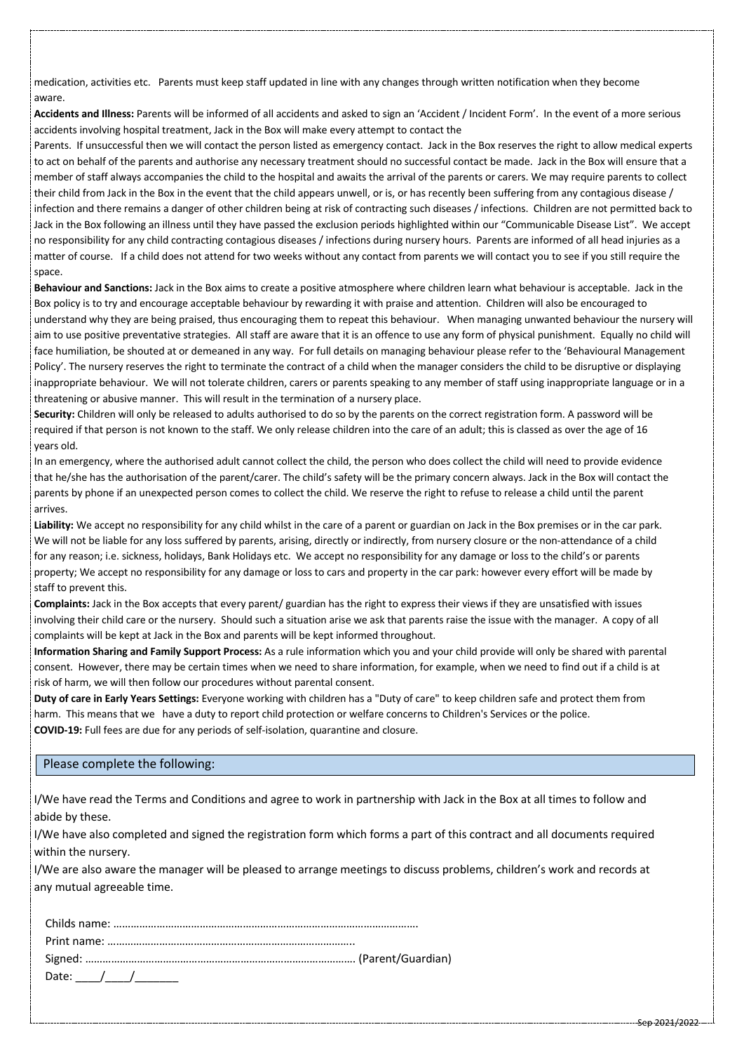medication, activities etc.   Parents must keep staff updated in line with any changes through written notification when they become aware.

**Accidents and Illness:** Parents will be informed of all accidents and asked to sign an 'Accident / Incident Form'.  In the event of a more serious accidents involving hospital treatment, Jack in the Box will make every attempt to contact the

Parents.  If unsuccessful then we will contact the person listed as emergency contact.  Jack in the Box reserves the right to allow medical experts to act on behalf of the parents and authorise any necessary treatment should no successful contact be made.  Jack in the Box will ensure that a member of staff always accompanies the child to the hospital and awaits the arrival of the parents or carers. We may require parents to collect their child from Jack in the Box in the event that the child appears unwell, or is, or has recently been suffering from any contagious disease / infection and there remains a danger of other children being at risk of contracting such diseases / infections.  Children are not permitted back to Jack in the Box following an illness until they have passed the exclusion periods highlighted within our "Communicable Disease List".  We accept no responsibility for any child contracting contagious diseases / infections during nursery hours.  Parents are informed of all head injuries as a matter of course.   If a child does not attend for two weeks without any contact from parents we will contact you to see if you still require the space.

**Behaviour and Sanctions:** Jack in the Box aims to create a positive atmosphere where children learn what behaviour is acceptable.  Jack in the Box policy is to try and encourage acceptable behaviour by rewarding it with praise and attention.  Children will also be encouraged to understand why they are being praised, thus encouraging them to repeat this behaviour.   When managing unwanted behaviour the nursery will aim to use positive preventative strategies.  All staff are aware that it is an offence to use any form of physical punishment.  Equally no child will face humiliation, be shouted at or demeaned in any way.  For full details on managing behaviour please refer to the 'Behavioural Management Policy'. The nursery reserves the right to terminate the contract of a child when the manager considers the child to be disruptive or displaying inappropriate behaviour.  We will not tolerate children, carers or parents speaking to any member of staff using inappropriate language or in a threatening or abusive manner.  This will result in the termination of a nursery place.

**Security:** Children will only be released to adults authorised to do so by the parents on the correct registration form. A password will be required if that person is not known to the staff. We only release children into the care of an adult; this is classed as over the age of 16 years old.

In an emergency, where the authorised adult cannot collect the child, the person who does collect the child will need to provide evidence that he/she has the authorisation of the parent/carer. The child's safety will be the primary concern always. Jack in the Box will contact the parents by phone if an unexpected person comes to collect the child. We reserve the right to refuse to release a child until the parent arrives.

**Liability:** We accept no responsibility for any child whilst in the care of a parent or guardian on Jack in the Box premises or in the car park. We will not be liable for any loss suffered by parents, arising, directly or indirectly, from nursery closure or the non-attendance of a child for any reason; i.e. sickness, holidays, Bank Holidays etc.  We accept no responsibility for any damage or loss to the child's or parents property; We accept no responsibility for any damage or loss to cars and property in the car park: however every effort will be made by staff to prevent this.

**Complaints:** Jack in the Box accepts that every parent/ guardian has the right to express their views if they are unsatisfied with issues involving their child care or the nursery.  Should such a situation arise we ask that parents raise the issue with the manager.  A copy of all complaints will be kept at Jack in the Box and parents will be kept informed throughout.

**Information Sharing and Family Support Process:** As a rule information which you and your child provide will only be shared with parental consent.  However, there may be certain times when we need to share information, for example, when we need to find out if a child is at risk of harm, we will then follow our procedures without parental consent.

**Duty of care in Early Years Settings:** Everyone working with children has a "Duty of care" to keep children safe and protect them from harm.  This means that we   have a duty to report child protection or welfare concerns to Children's Services or the police.

**COVID-19:** Full fees are due for any periods of self-isolation, quarantine and closure.

## Please complete the following:

I/We have read the Terms and Conditions and agree to work in partnership with Jack in the Box at all times to follow and abide by these.

I/We have also completed and signed the registration form which forms a part of this contract and all documents required within the nursery.

I/We are also aware the manager will be pleased to arrange meetings to discuss problems, children's work and records at any mutual agreeable time.

Childs name: ……………………………………………………………………………………………

Print name: …………………………………………………………………………..

Signed: …………………………………………………………………………………. (Parent/Guardian)

Date: ____/____/_______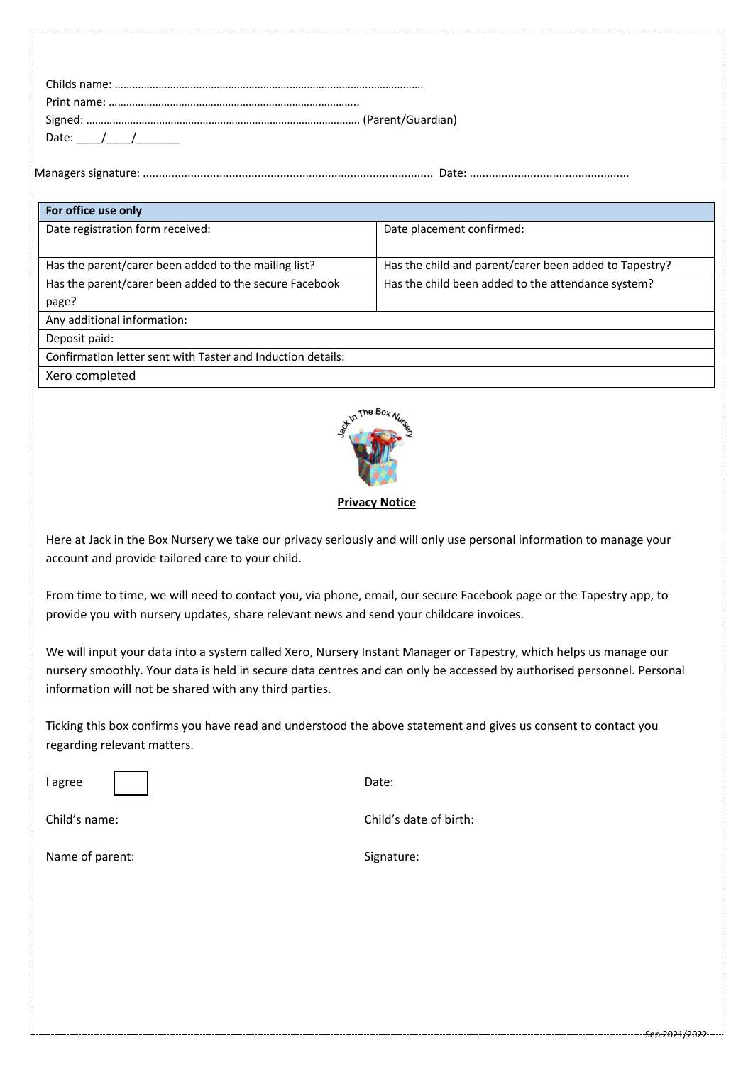Childs name: ………………………………………………………………………………………….

Print name: …………………………………………………………………………..

Signed: …………………………………………………………………………………. (Parent/Guardian)

Date: ____/____/_______

Managers signature: ........................................................................................... Date: ..................................................

| For office use only | |
|---|---|
| Date registration form received: | Date placement confirmed: |
| Has the parent/carer been added to the mailing list? | Has the child and parent/carer been added to Tapestry? |
| Has the parent/carer been added to the secure Facebook page? | Has the child been added to the attendance system? |
| Any additional information: | |
| Deposit paid: | |
| Confirmation letter sent with Taster and Induction details: | |
| Xero completed | |

Jack In The Box Nursery

**Privacy Notice**

Here at Jack in the Box Nursery we take our privacy seriously and will only use personal information to manage your account and provide tailored care to your child.

From time to time, we will need to contact you, via phone, email, our secure Facebook page or the Tapestry app, to provide you with nursery updates, share relevant news and send your childcare invoices.

We will input your data into a system called Xero, Nursery Instant Manager or Tapestry, which helps us manage our nursery smoothly. Your data is held in secure data centres and can only be accessed by authorised personnel. Personal information will not be shared with any third parties.

Ticking this box confirms you have read and understood the above statement and gives us consent to contact you regarding relevant matters.

I agree ☐

Date:

Child's name:

Child's date of birth:

Name of parent:

Signature: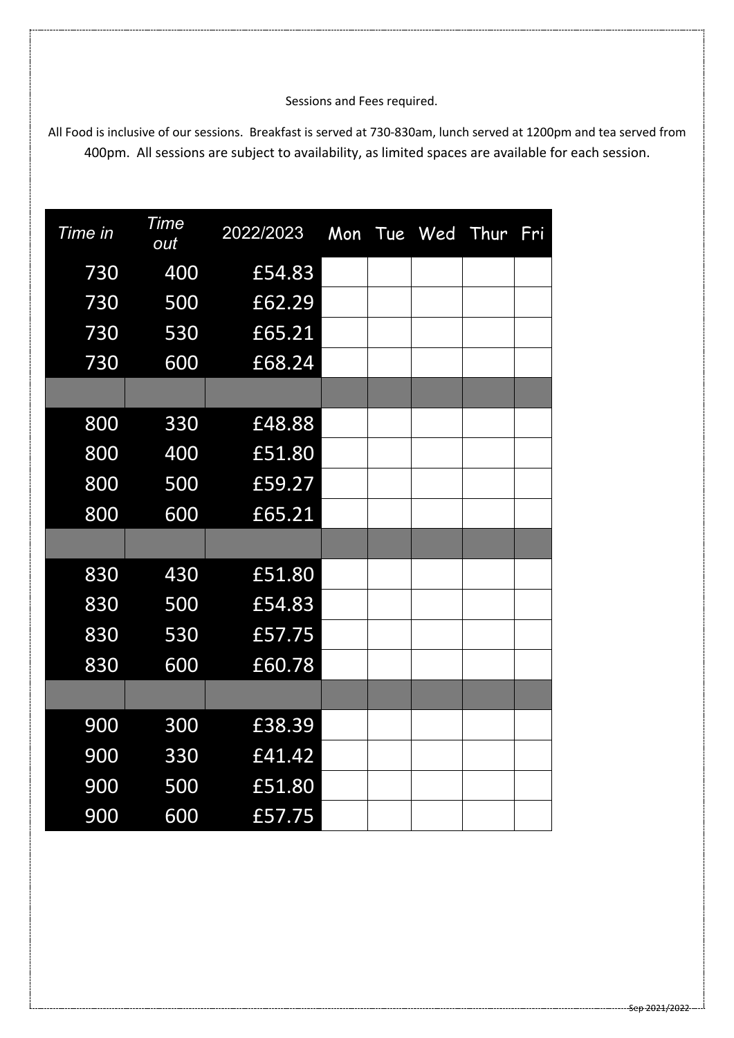Sessions and Fees required.

All Food is inclusive of our sessions. Breakfast is served at 730-830am, lunch served at 1200pm and tea served from 400pm. All sessions are subject to availability, as limited spaces are available for each session.

| *Time in* | *Time out* | 2022/2023 | Mon | Tue | Wed | Thur | Fri |
|---|---|---|---|---|---|---|---|
| 730 | 400 | £54.83 | | | | | |
| 730 | 500 | £62.29 | | | | | |
| 730 | 530 | £65.21 | | | | | |
| 730 | 600 | £68.24 | | | | | |
| | | | | | | | |
| 800 | 330 | £48.88 | | | | | |
| 800 | 400 | £51.80 | | | | | |
| 800 | 500 | £59.27 | | | | | |
| 800 | 600 | £65.21 | | | | | |
| | | | | | | | |
| 830 | 430 | £51.80 | | | | | |
| 830 | 500 | £54.83 | | | | | |
| 830 | 530 | £57.75 | | | | | |
| 830 | 600 | £60.78 | | | | | |
| | | | | | | | |
| 900 | 300 | £38.39 | | | | | |
| 900 | 330 | £41.42 | | | | | |
| 900 | 500 | £51.80 | | | | | |
| 900 | 600 | £57.75 | | | | | |